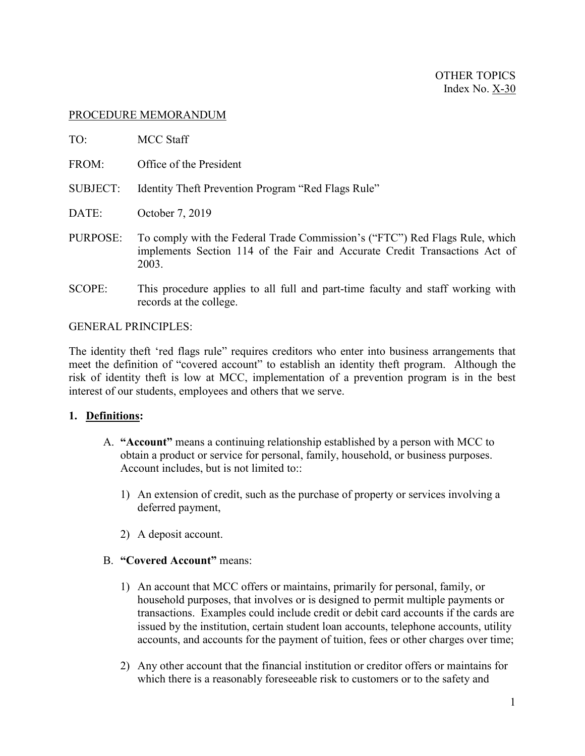OTHER TOPICS
Index No. X-30

PROCEDURE MEMORANDUM

TO: MCC Staff

FROM: Office of the President

SUBJECT: Identity Theft Prevention Program "Red Flags Rule"

DATE: October 7, 2019

PURPOSE: To comply with the Federal Trade Commission's ("FTC") Red Flags Rule, which implements Section 114 of the Fair and Accurate Credit Transactions Act of 2003.

SCOPE: This procedure applies to all full and part-time faculty and staff working with records at the college.

GENERAL PRINCIPLES:

The identity theft 'red flags rule" requires creditors who enter into business arrangements that meet the definition of "covered account" to establish an identity theft program. Although the risk of identity theft is low at MCC, implementation of a prevention program is in the best interest of our students, employees and others that we serve.

1. **Definitions:**

   A. **"Account"** means a continuing relationship established by a person with MCC to obtain a product or service for personal, family, household, or business purposes. Account includes, but is not limited to::

      1) An extension of credit, such as the purchase of property or services involving a deferred payment,

      2) A deposit account.

   B. **"Covered Account"** means:

      1) An account that MCC offers or maintains, primarily for personal, family, or household purposes, that involves or is designed to permit multiple payments or transactions. Examples could include credit or debit card accounts if the cards are issued by the institution, certain student loan accounts, telephone accounts, utility accounts, and accounts for the payment of tuition, fees or other charges over time;

      2) Any other account that the financial institution or creditor offers or maintains for which there is a reasonably foreseeable risk to customers or to the safety and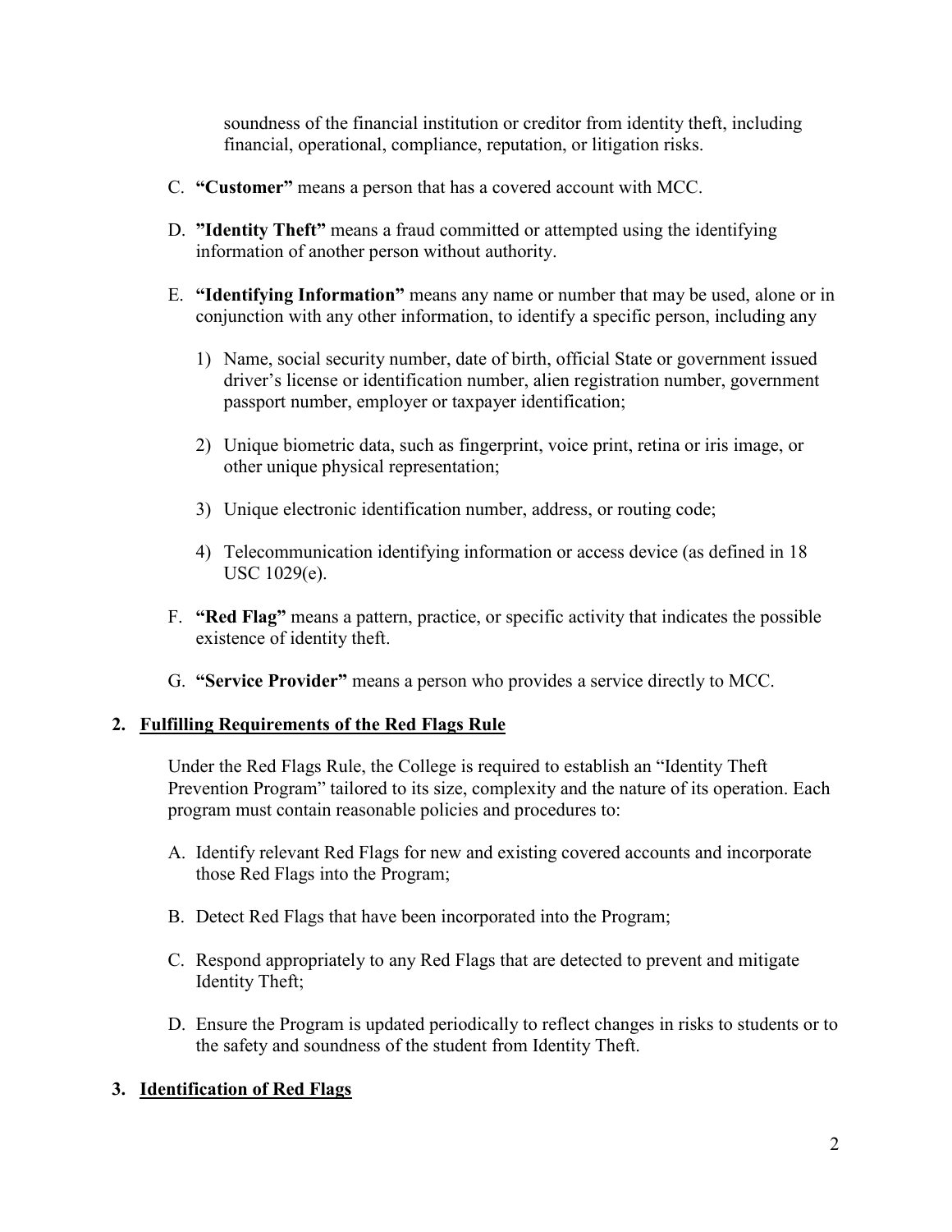soundness of the financial institution or creditor from identity theft, including financial, operational, compliance, reputation, or litigation risks.

C. **"Customer"** means a person that has a covered account with MCC.

D. **"Identity Theft"** means a fraud committed or attempted using the identifying information of another person without authority.

E. **"Identifying Information"** means any name or number that may be used, alone or in conjunction with any other information, to identify a specific person, including any

   1) Name, social security number, date of birth, official State or government issued driver's license or identification number, alien registration number, government passport number, employer or taxpayer identification;

   2) Unique biometric data, such as fingerprint, voice print, retina or iris image, or other unique physical representation;

   3) Unique electronic identification number, address, or routing code;

   4) Telecommunication identifying information or access device (as defined in 18 USC 1029(e).

F. **"Red Flag"** means a pattern, practice, or specific activity that indicates the possible existence of identity theft.

G. **"Service Provider"** means a person who provides a service directly to MCC.

## 2. Fulfilling Requirements of the Red Flags Rule

Under the Red Flags Rule, the College is required to establish an "Identity Theft Prevention Program" tailored to its size, complexity and the nature of its operation. Each program must contain reasonable policies and procedures to:

A. Identify relevant Red Flags for new and existing covered accounts and incorporate those Red Flags into the Program;

B. Detect Red Flags that have been incorporated into the Program;

C. Respond appropriately to any Red Flags that are detected to prevent and mitigate Identity Theft;

D. Ensure the Program is updated periodically to reflect changes in risks to students or to the safety and soundness of the student from Identity Theft.

## 3. Identification of Red Flags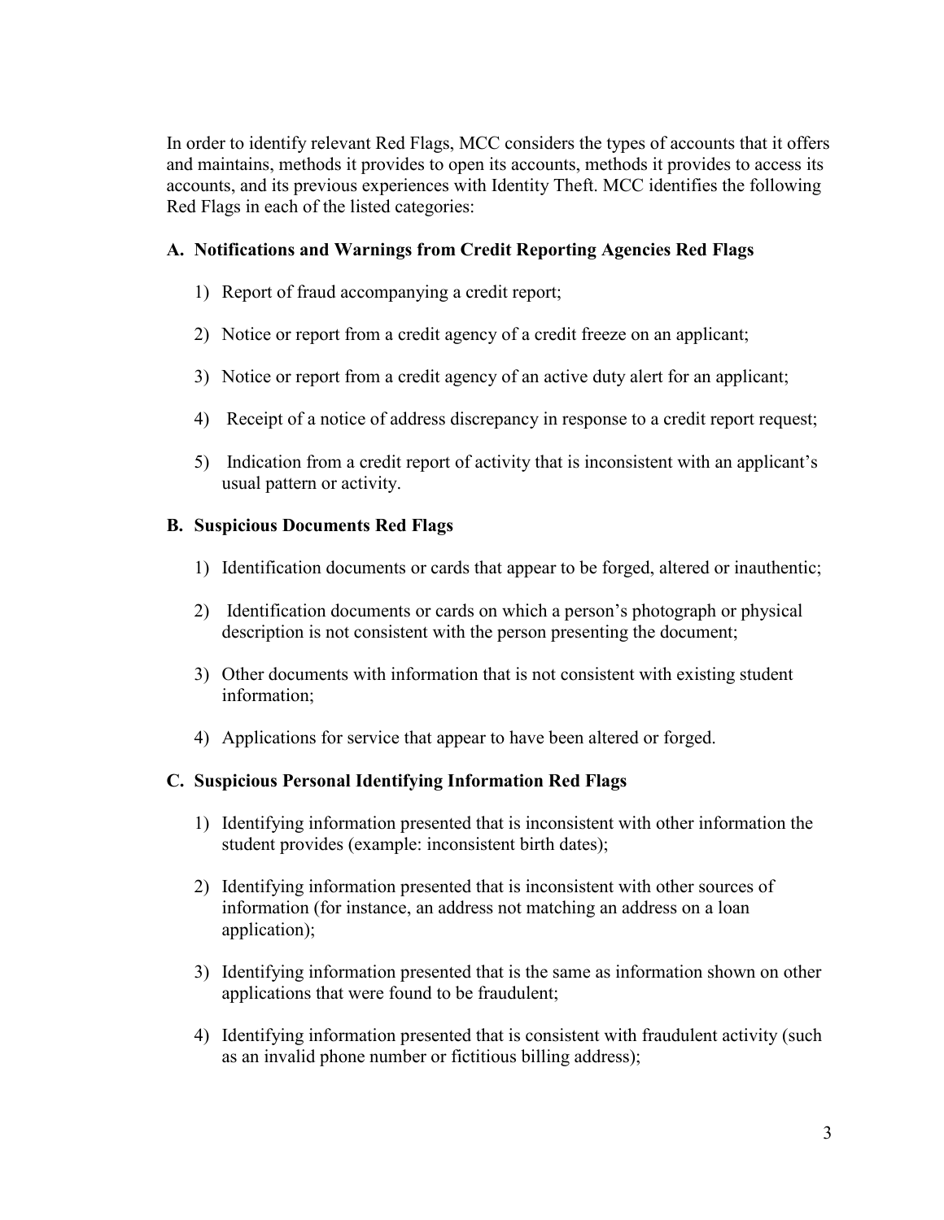In order to identify relevant Red Flags, MCC considers the types of accounts that it offers and maintains, methods it provides to open its accounts, methods it provides to access its accounts, and its previous experiences with Identity Theft. MCC identifies the following Red Flags in each of the listed categories:

### A. Notifications and Warnings from Credit Reporting Agencies Red Flags

1) Report of fraud accompanying a credit report;
2) Notice or report from a credit agency of a credit freeze on an applicant;
3) Notice or report from a credit agency of an active duty alert for an applicant;
4) Receipt of a notice of address discrepancy in response to a credit report request;
5) Indication from a credit report of activity that is inconsistent with an applicant's usual pattern or activity.

### B. Suspicious Documents Red Flags

1) Identification documents or cards that appear to be forged, altered or inauthentic;
2) Identification documents or cards on which a person's photograph or physical description is not consistent with the person presenting the document;
3) Other documents with information that is not consistent with existing student information;
4) Applications for service that appear to have been altered or forged.

### C. Suspicious Personal Identifying Information Red Flags

1) Identifying information presented that is inconsistent with other information the student provides (example: inconsistent birth dates);
2) Identifying information presented that is inconsistent with other sources of information (for instance, an address not matching an address on a loan application);
3) Identifying information presented that is the same as information shown on other applications that were found to be fraudulent;
4) Identifying information presented that is consistent with fraudulent activity (such as an invalid phone number or fictitious billing address);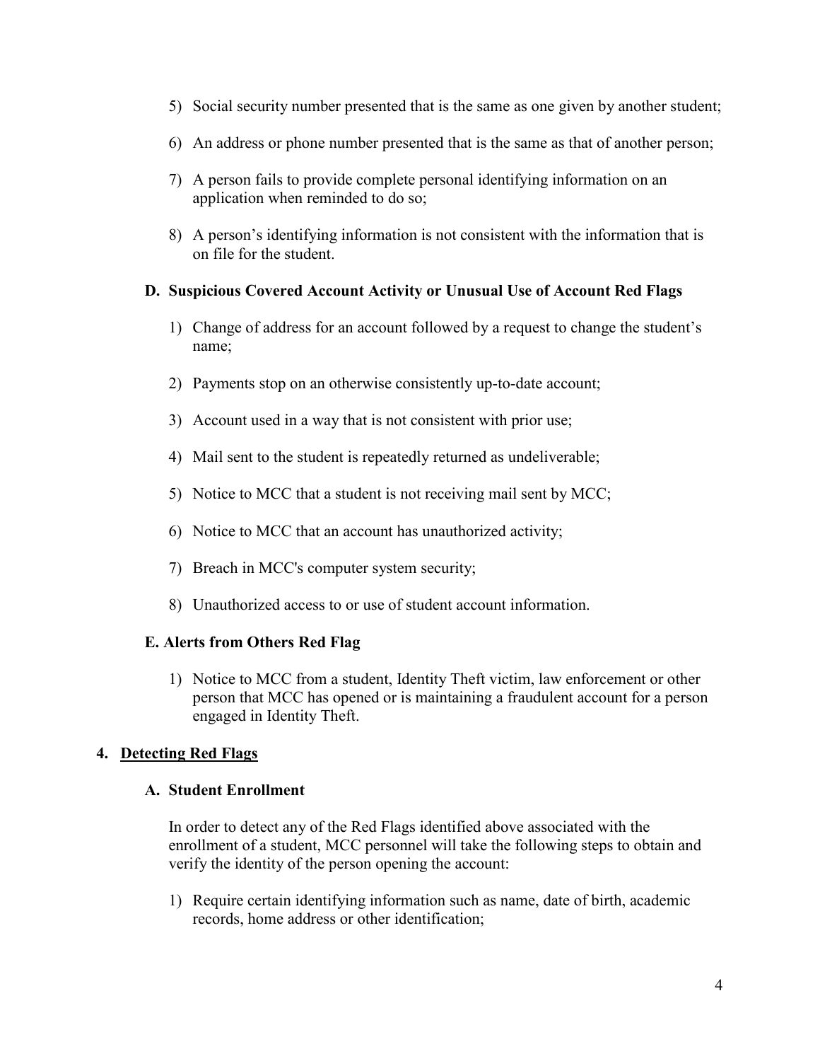5) Social security number presented that is the same as one given by another student;

6) An address or phone number presented that is the same as that of another person;

7) A person fails to provide complete personal identifying information on an application when reminded to do so;

8) A person's identifying information is not consistent with the information that is on file for the student.

### D. Suspicious Covered Account Activity or Unusual Use of Account Red Flags

1) Change of address for an account followed by a request to change the student's name;

2) Payments stop on an otherwise consistently up-to-date account;

3) Account used in a way that is not consistent with prior use;

4) Mail sent to the student is repeatedly returned as undeliverable;

5) Notice to MCC that a student is not receiving mail sent by MCC;

6) Notice to MCC that an account has unauthorized activity;

7) Breach in MCC's computer system security;

8) Unauthorized access to or use of student account information.

### E. Alerts from Others Red Flag

1) Notice to MCC from a student, Identity Theft victim, law enforcement or other person that MCC has opened or is maintaining a fraudulent account for a person engaged in Identity Theft.

## 4. Detecting Red Flags

### A. Student Enrollment

In order to detect any of the Red Flags identified above associated with the enrollment of a student, MCC personnel will take the following steps to obtain and verify the identity of the person opening the account:

1) Require certain identifying information such as name, date of birth, academic records, home address or other identification;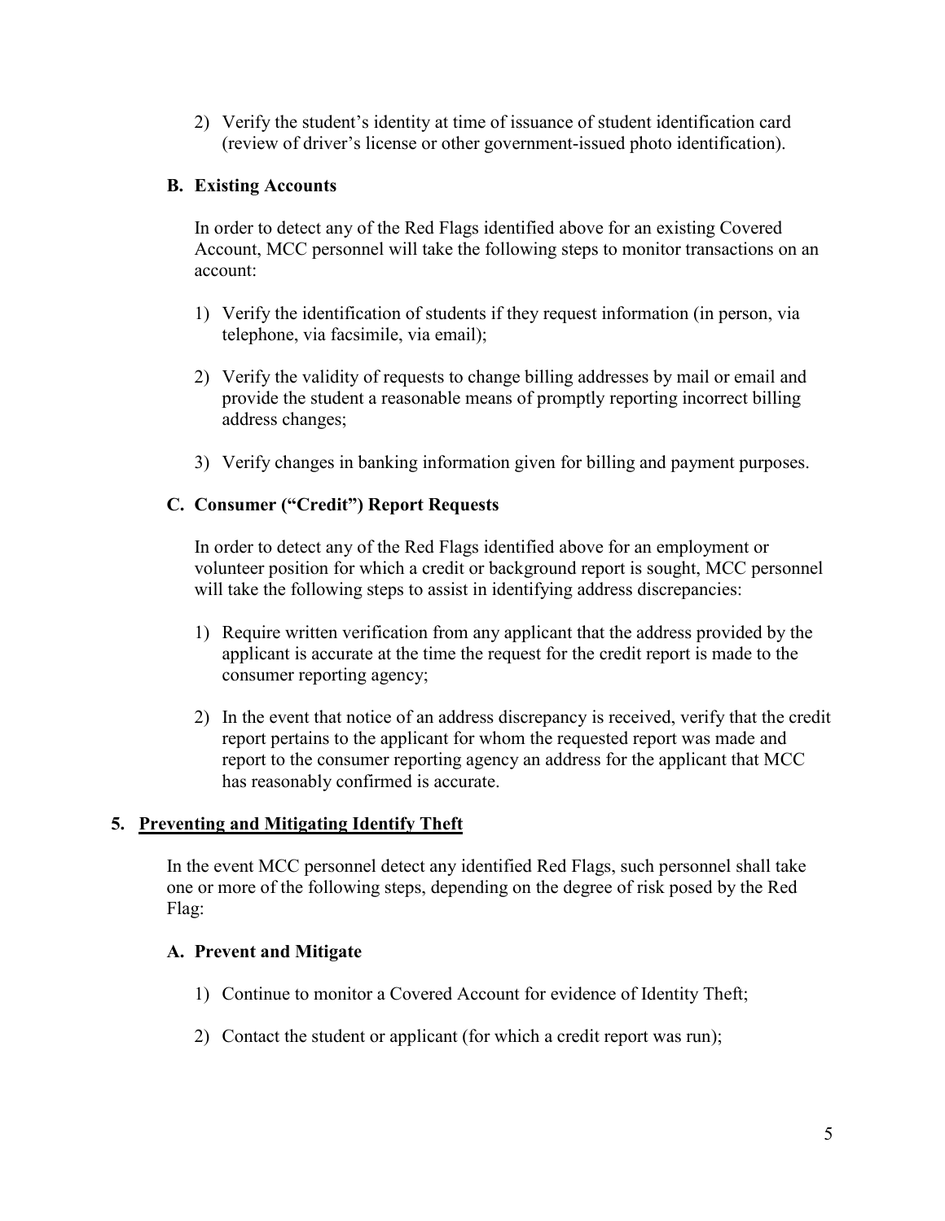2) Verify the student's identity at time of issuance of student identification card (review of driver's license or other government-issued photo identification).

### B. Existing Accounts

In order to detect any of the Red Flags identified above for an existing Covered Account, MCC personnel will take the following steps to monitor transactions on an account:

1) Verify the identification of students if they request information (in person, via telephone, via facsimile, via email);

2) Verify the validity of requests to change billing addresses by mail or email and provide the student a reasonable means of promptly reporting incorrect billing address changes;

3) Verify changes in banking information given for billing and payment purposes.

### C. Consumer ("Credit") Report Requests

In order to detect any of the Red Flags identified above for an employment or volunteer position for which a credit or background report is sought, MCC personnel will take the following steps to assist in identifying address discrepancies:

1) Require written verification from any applicant that the address provided by the applicant is accurate at the time the request for the credit report is made to the consumer reporting agency;

2) In the event that notice of an address discrepancy is received, verify that the credit report pertains to the applicant for whom the requested report was made and report to the consumer reporting agency an address for the applicant that MCC has reasonably confirmed is accurate.

## 5. <u>Preventing and Mitigating Identify Theft</u>

In the event MCC personnel detect any identified Red Flags, such personnel shall take one or more of the following steps, depending on the degree of risk posed by the Red Flag:

### A. Prevent and Mitigate

1) Continue to monitor a Covered Account for evidence of Identity Theft;

2) Contact the student or applicant (for which a credit report was run);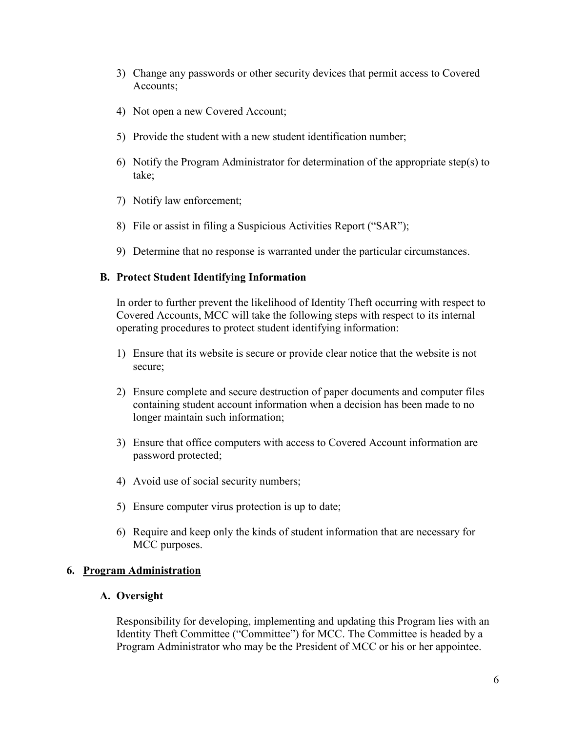3) Change any passwords or other security devices that permit access to Covered Accounts;

4) Not open a new Covered Account;

5) Provide the student with a new student identification number;

6) Notify the Program Administrator for determination of the appropriate step(s) to take;

7) Notify law enforcement;

8) File or assist in filing a Suspicious Activities Report ("SAR");

9) Determine that no response is warranted under the particular circumstances.

### B. Protect Student Identifying Information

In order to further prevent the likelihood of Identity Theft occurring with respect to Covered Accounts, MCC will take the following steps with respect to its internal operating procedures to protect student identifying information:

1) Ensure that its website is secure or provide clear notice that the website is not secure;

2) Ensure complete and secure destruction of paper documents and computer files containing student account information when a decision has been made to no longer maintain such information;

3) Ensure that office computers with access to Covered Account information are password protected;

4) Avoid use of social security numbers;

5) Ensure computer virus protection is up to date;

6) Require and keep only the kinds of student information that are necessary for MCC purposes.

## 6. <u>Program Administration</u>

### A. Oversight

Responsibility for developing, implementing and updating this Program lies with an Identity Theft Committee ("Committee") for MCC. The Committee is headed by a Program Administrator who may be the President of MCC or his or her appointee.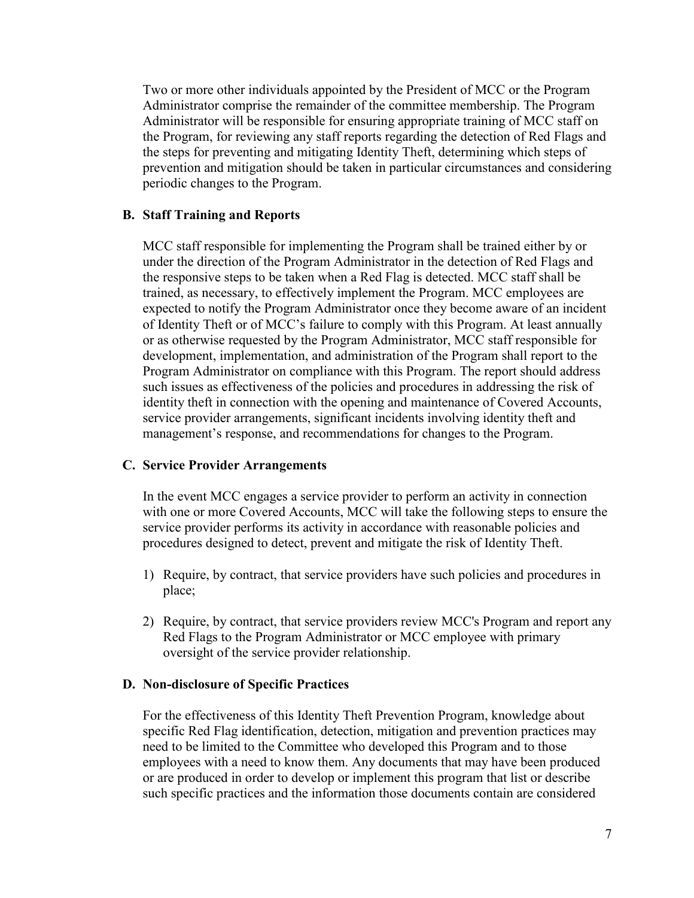Two or more other individuals appointed by the President of MCC or the Program Administrator comprise the remainder of the committee membership. The Program Administrator will be responsible for ensuring appropriate training of MCC staff on the Program, for reviewing any staff reports regarding the detection of Red Flags and the steps for preventing and mitigating Identity Theft, determining which steps of prevention and mitigation should be taken in particular circumstances and considering periodic changes to the Program.

### B. Staff Training and Reports

MCC staff responsible for implementing the Program shall be trained either by or under the direction of the Program Administrator in the detection of Red Flags and the responsive steps to be taken when a Red Flag is detected. MCC staff shall be trained, as necessary, to effectively implement the Program. MCC employees are expected to notify the Program Administrator once they become aware of an incident of Identity Theft or of MCC's failure to comply with this Program. At least annually or as otherwise requested by the Program Administrator, MCC staff responsible for development, implementation, and administration of the Program shall report to the Program Administrator on compliance with this Program. The report should address such issues as effectiveness of the policies and procedures in addressing the risk of identity theft in connection with the opening and maintenance of Covered Accounts, service provider arrangements, significant incidents involving identity theft and management's response, and recommendations for changes to the Program.

### C. Service Provider Arrangements

In the event MCC engages a service provider to perform an activity in connection with one or more Covered Accounts, MCC will take the following steps to ensure the service provider performs its activity in accordance with reasonable policies and procedures designed to detect, prevent and mitigate the risk of Identity Theft.

1) Require, by contract, that service providers have such policies and procedures in place;

2) Require, by contract, that service providers review MCC's Program and report any Red Flags to the Program Administrator or MCC employee with primary oversight of the service provider relationship.

### D. Non-disclosure of Specific Practices

For the effectiveness of this Identity Theft Prevention Program, knowledge about specific Red Flag identification, detection, mitigation and prevention practices may need to be limited to the Committee who developed this Program and to those employees with a need to know them. Any documents that may have been produced or are produced in order to develop or implement this program that list or describe such specific practices and the information those documents contain are considered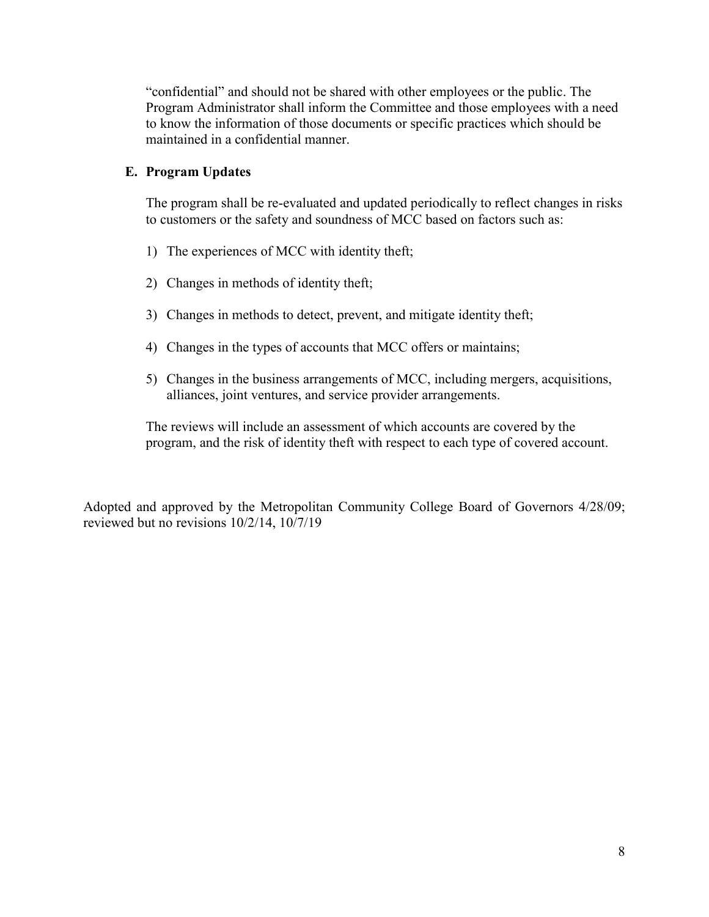"confidential" and should not be shared with other employees or the public. The Program Administrator shall inform the Committee and those employees with a need to know the information of those documents or specific practices which should be maintained in a confidential manner.

### E. Program Updates

The program shall be re-evaluated and updated periodically to reflect changes in risks to customers or the safety and soundness of MCC based on factors such as:

1) The experiences of MCC with identity theft;
2) Changes in methods of identity theft;
3) Changes in methods to detect, prevent, and mitigate identity theft;
4) Changes in the types of accounts that MCC offers or maintains;
5) Changes in the business arrangements of MCC, including mergers, acquisitions, alliances, joint ventures, and service provider arrangements.

The reviews will include an assessment of which accounts are covered by the program, and the risk of identity theft with respect to each type of covered account.

Adopted and approved by the Metropolitan Community College Board of Governors 4/28/09; reviewed but no revisions 10/2/14, 10/7/19